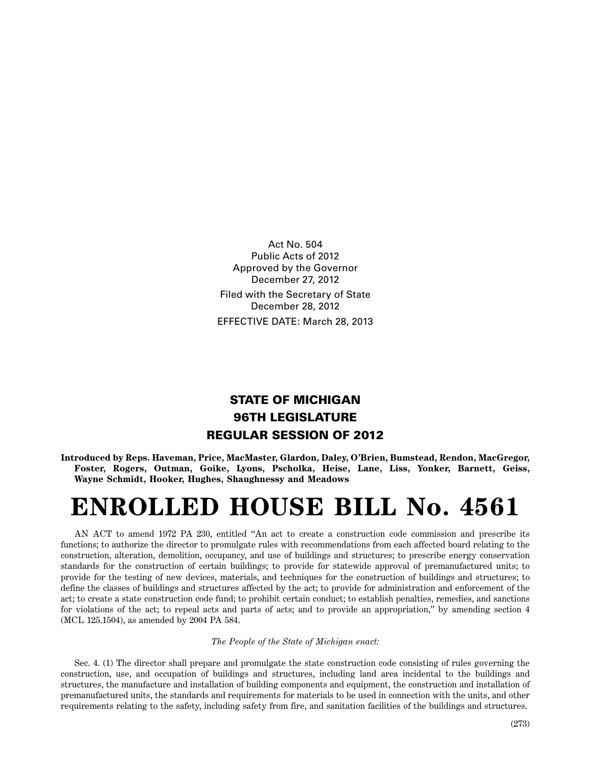Act No. 504
Public Acts of 2012
Approved by the Governor
December 27, 2012

Filed with the Secretary of State
December 28, 2012

EFFECTIVE DATE: March 28, 2013

## STATE OF MICHIGAN
## 96TH LEGISLATURE
## REGULAR SESSION OF 2012

**Introduced by Reps. Haveman, Price, MacMaster, Glardon, Daley, O'Brien, Bumstead, Rendon, MacGregor, Foster, Rogers, Outman, Goike, Lyons, Pscholka, Heise, Lane, Liss, Yonker, Barnett, Geiss, Wayne Schmidt, Hooker, Hughes, Shaughnessy and Meadows**

# ENROLLED HOUSE BILL No. 4561

AN ACT to amend 1972 PA 230, entitled "An act to create a construction code commission and prescribe its functions; to authorize the director to promulgate rules with recommendations from each affected board relating to the construction, alteration, demolition, occupancy, and use of buildings and structures; to prescribe energy conservation standards for the construction of certain buildings; to provide for statewide approval of premanufactured units; to provide for the testing of new devices, materials, and techniques for the construction of buildings and structures; to define the classes of buildings and structures affected by the act; to provide for administration and enforcement of the act; to create a state construction code fund; to prohibit certain conduct; to establish penalties, remedies, and sanctions for violations of the act; to repeal acts and parts of acts; and to provide an appropriation," by amending section 4 (MCL 125.1504), as amended by 2004 PA 584.

*The People of the State of Michigan enact:*

Sec. 4. (1) The director shall prepare and promulgate the state construction code consisting of rules governing the construction, use, and occupation of buildings and structures, including land area incidental to the buildings and structures, the manufacture and installation of building components and equipment, the construction and installation of premanufactured units, the standards and requirements for materials to be used in connection with the units, and other requirements relating to the safety, including safety from fire, and sanitation facilities of the buildings and structures.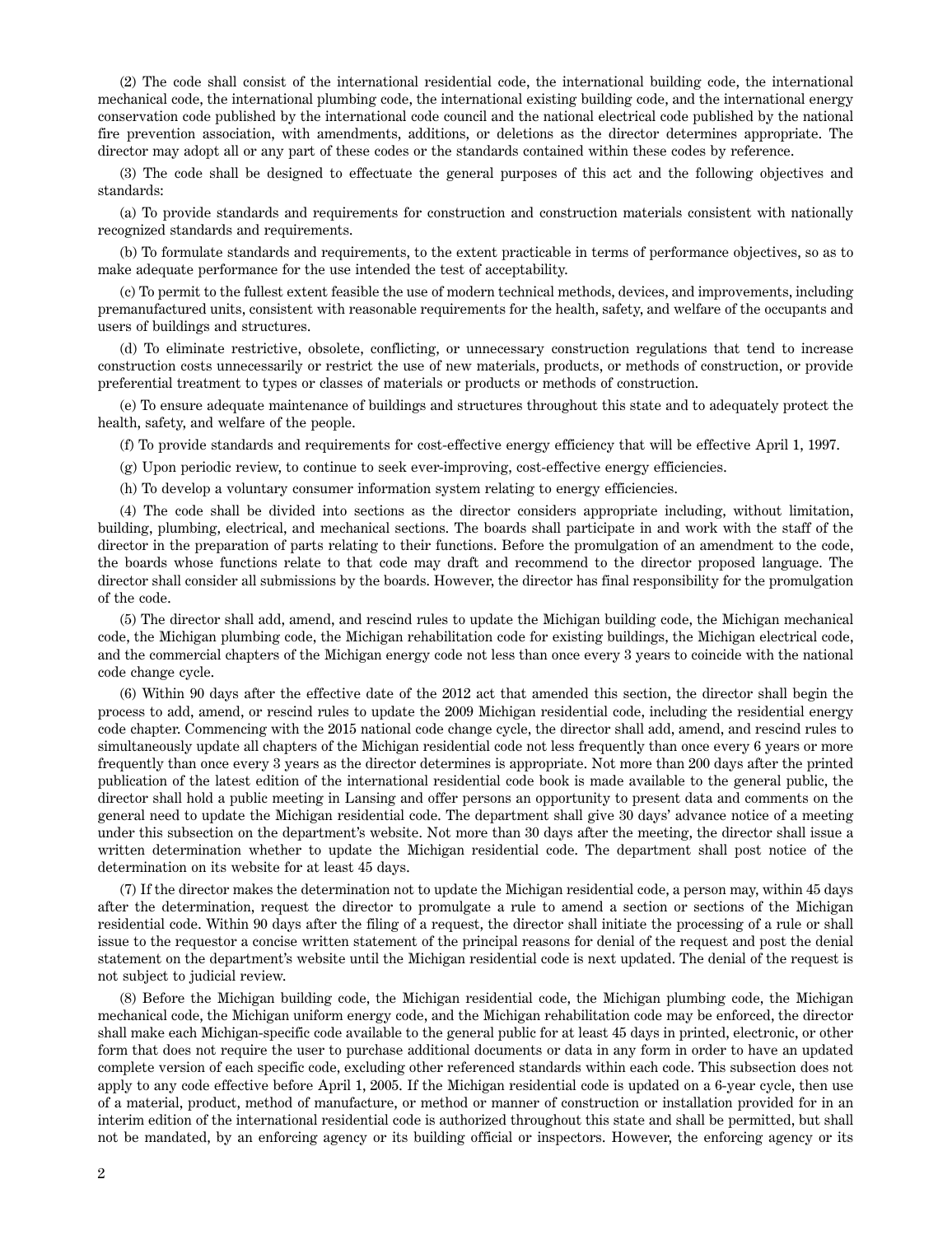(2) The code shall consist of the international residential code, the international building code, the international mechanical code, the international plumbing code, the international existing building code, and the international energy conservation code published by the international code council and the national electrical code published by the national fire prevention association, with amendments, additions, or deletions as the director determines appropriate. The director may adopt all or any part of these codes or the standards contained within these codes by reference.

(3) The code shall be designed to effectuate the general purposes of this act and the following objectives and standards:

(a) To provide standards and requirements for construction and construction materials consistent with nationally recognized standards and requirements.

(b) To formulate standards and requirements, to the extent practicable in terms of performance objectives, so as to make adequate performance for the use intended the test of acceptability.

(c) To permit to the fullest extent feasible the use of modern technical methods, devices, and improvements, including premanufactured units, consistent with reasonable requirements for the health, safety, and welfare of the occupants and users of buildings and structures.

(d) To eliminate restrictive, obsolete, conflicting, or unnecessary construction regulations that tend to increase construction costs unnecessarily or restrict the use of new materials, products, or methods of construction, or provide preferential treatment to types or classes of materials or products or methods of construction.

(e) To ensure adequate maintenance of buildings and structures throughout this state and to adequately protect the health, safety, and welfare of the people.

(f) To provide standards and requirements for cost-effective energy efficiency that will be effective April 1, 1997.

(g) Upon periodic review, to continue to seek ever-improving, cost-effective energy efficiencies.

(h) To develop a voluntary consumer information system relating to energy efficiencies.

(4) The code shall be divided into sections as the director considers appropriate including, without limitation, building, plumbing, electrical, and mechanical sections. The boards shall participate in and work with the staff of the director in the preparation of parts relating to their functions. Before the promulgation of an amendment to the code, the boards whose functions relate to that code may draft and recommend to the director proposed language. The director shall consider all submissions by the boards. However, the director has final responsibility for the promulgation of the code.

(5) The director shall add, amend, and rescind rules to update the Michigan building code, the Michigan mechanical code, the Michigan plumbing code, the Michigan rehabilitation code for existing buildings, the Michigan electrical code, and the commercial chapters of the Michigan energy code not less than once every 3 years to coincide with the national code change cycle.

(6) Within 90 days after the effective date of the 2012 act that amended this section, the director shall begin the process to add, amend, or rescind rules to update the 2009 Michigan residential code, including the residential energy code chapter. Commencing with the 2015 national code change cycle, the director shall add, amend, and rescind rules to simultaneously update all chapters of the Michigan residential code not less frequently than once every 6 years or more frequently than once every 3 years as the director determines is appropriate. Not more than 200 days after the printed publication of the latest edition of the international residential code book is made available to the general public, the director shall hold a public meeting in Lansing and offer persons an opportunity to present data and comments on the general need to update the Michigan residential code. The department shall give 30 days' advance notice of a meeting under this subsection on the department's website. Not more than 30 days after the meeting, the director shall issue a written determination whether to update the Michigan residential code. The department shall post notice of the determination on its website for at least 45 days.

(7) If the director makes the determination not to update the Michigan residential code, a person may, within 45 days after the determination, request the director to promulgate a rule to amend a section or sections of the Michigan residential code. Within 90 days after the filing of a request, the director shall initiate the processing of a rule or shall issue to the requestor a concise written statement of the principal reasons for denial of the request and post the denial statement on the department's website until the Michigan residential code is next updated. The denial of the request is not subject to judicial review.

(8) Before the Michigan building code, the Michigan residential code, the Michigan plumbing code, the Michigan mechanical code, the Michigan uniform energy code, and the Michigan rehabilitation code may be enforced, the director shall make each Michigan-specific code available to the general public for at least 45 days in printed, electronic, or other form that does not require the user to purchase additional documents or data in any form in order to have an updated complete version of each specific code, excluding other referenced standards within each code. This subsection does not apply to any code effective before April 1, 2005. If the Michigan residential code is updated on a 6-year cycle, then use of a material, product, method of manufacture, or method or manner of construction or installation provided for in an interim edition of the international residential code is authorized throughout this state and shall be permitted, but shall not be mandated, by an enforcing agency or its building official or inspectors. However, the enforcing agency or its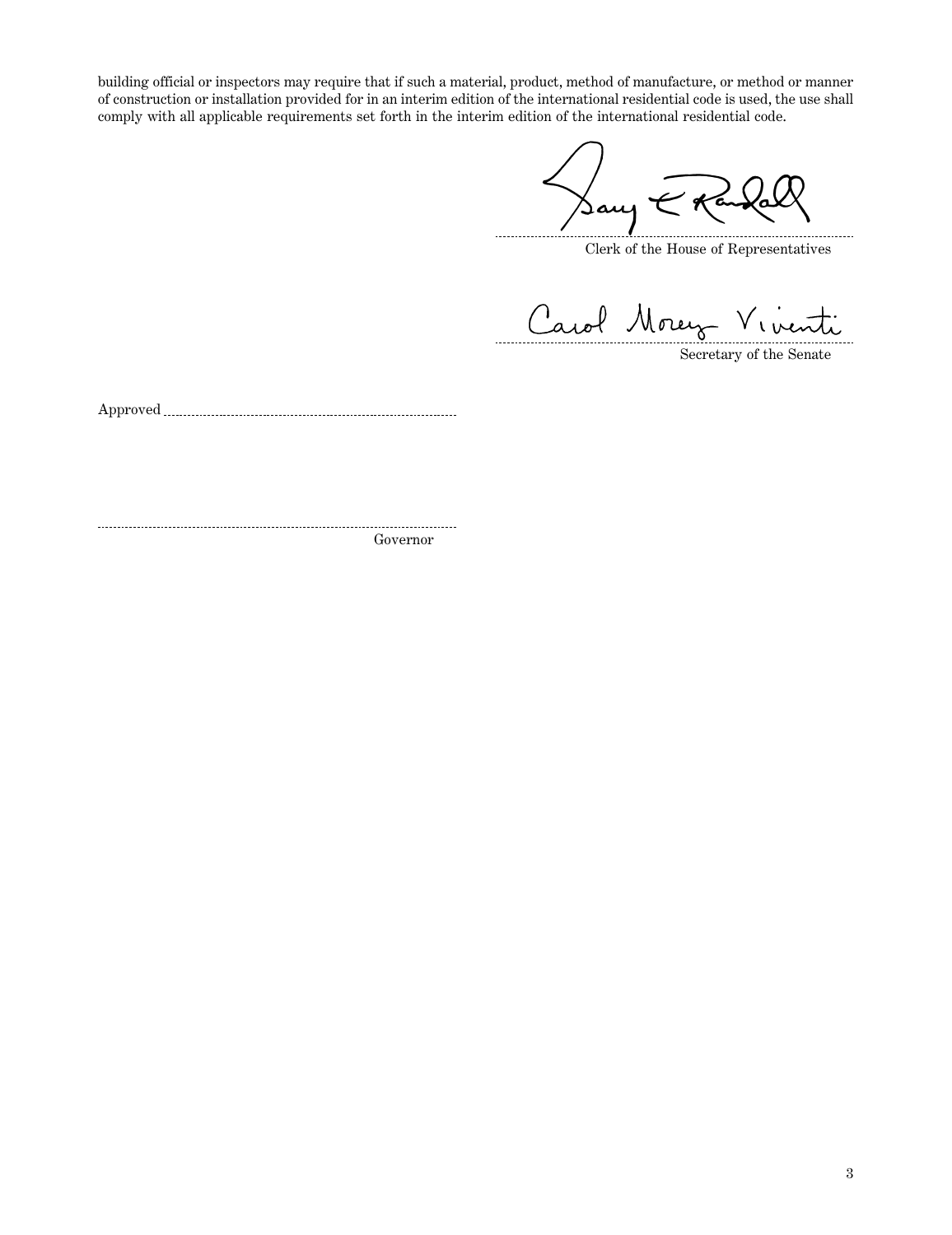building official or inspectors may require that if such a material, product, method of manufacture, or method or manner of construction or installation provided for in an interim edition of the international residential code is used, the use shall comply with all applicable requirements set forth in the interim edition of the international residential code.

Gary E Randall

Clerk of the House of Representatives

Carol Morey Viventi

Secretary of the Senate

Approved ................................................................

................................................................

Governor